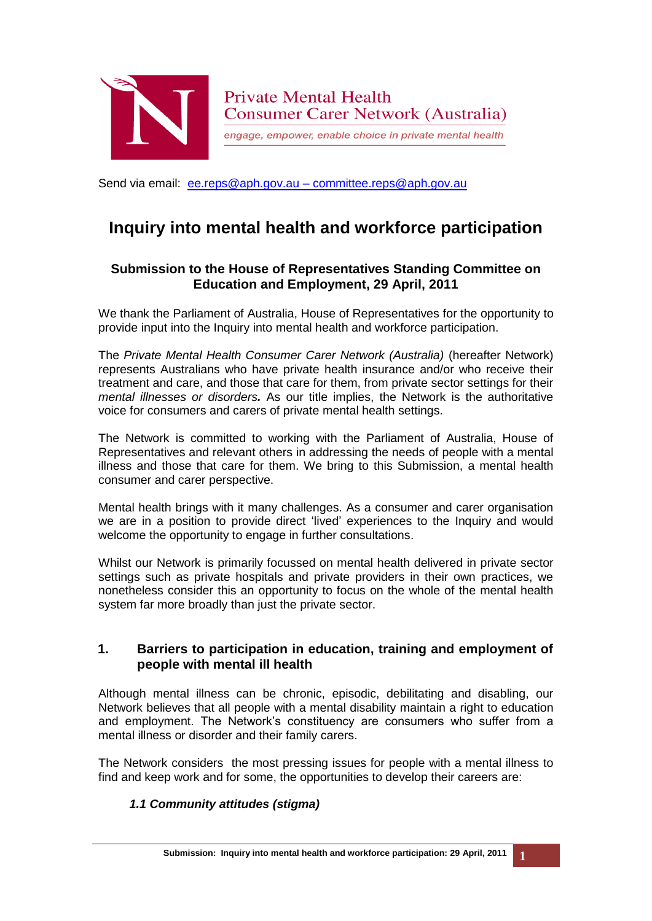Private Mental Health
Consumer Carer Network (Australia)

*engage, empower, enable choice in private mental health*

Send via email: ee.reps@aph.gov.au – committee.reps@aph.gov.au

# Inquiry into mental health and workforce participation

### Submission to the House of Representatives Standing Committee on Education and Employment, 29 April, 2011

We thank the Parliament of Australia, House of Representatives for the opportunity to provide input into the Inquiry into mental health and workforce participation.

The *Private Mental Health Consumer Carer Network (Australia)* (hereafter Network) represents Australians who have private health insurance and/or who receive their treatment and care, and those that care for them, from private sector settings for their *mental illnesses or disorders.* As our title implies, the Network is the authoritative voice for consumers and carers of private mental health settings.

The Network is committed to working with the Parliament of Australia, House of Representatives and relevant others in addressing the needs of people with a mental illness and those that care for them. We bring to this Submission, a mental health consumer and carer perspective.

Mental health brings with it many challenges. As a consumer and carer organisation we are in a position to provide direct 'lived' experiences to the Inquiry and would welcome the opportunity to engage in further consultations.

Whilst our Network is primarily focussed on mental health delivered in private sector settings such as private hospitals and private providers in their own practices, we nonetheless consider this an opportunity to focus on the whole of the mental health system far more broadly than just the private sector.

## 1. Barriers to participation in education, training and employment of people with mental ill health

Although mental illness can be chronic, episodic, debilitating and disabling, our Network believes that all people with a mental disability maintain a right to education and employment. The Network's constituency are consumers who suffer from a mental illness or disorder and their family carers.

The Network considers the most pressing issues for people with a mental illness to find and keep work and for some, the opportunities to develop their careers are:

### *1.1 Community attitudes (stigma)*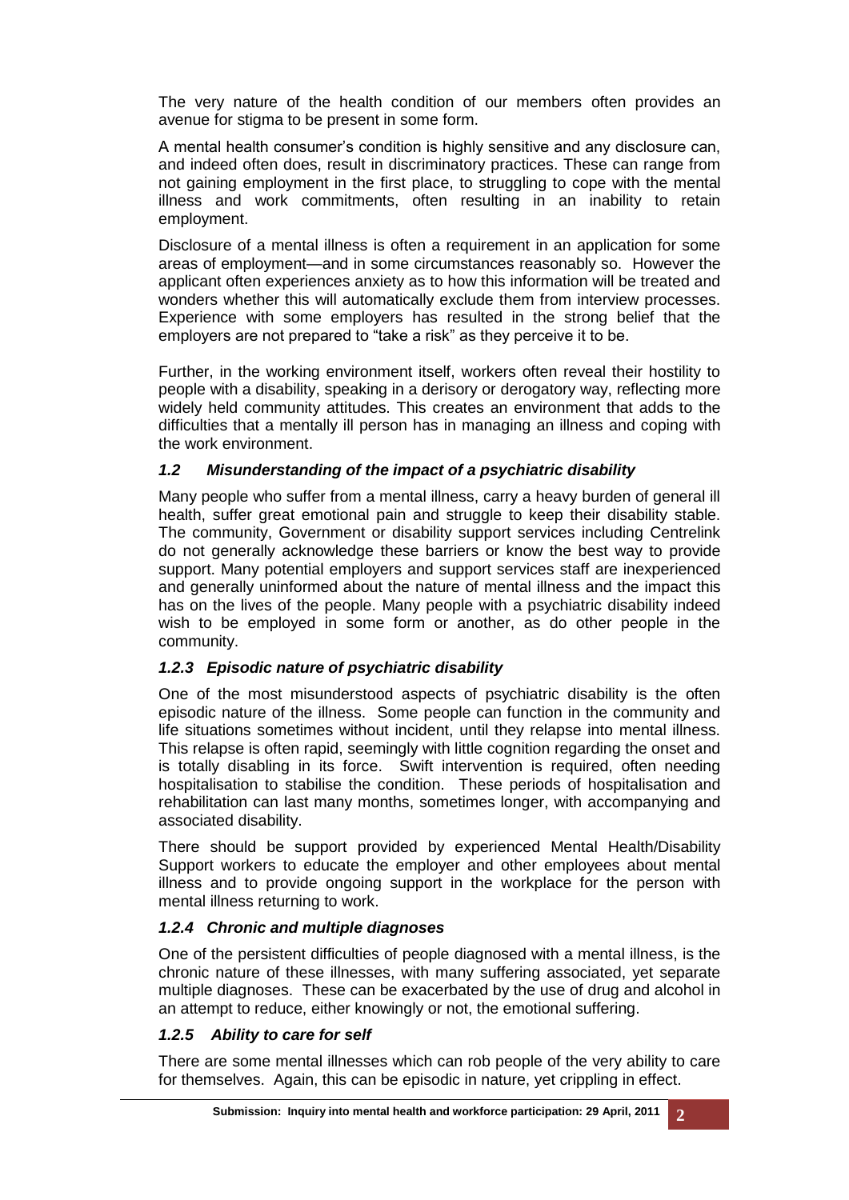The very nature of the health condition of our members often provides an avenue for stigma to be present in some form.

A mental health consumer's condition is highly sensitive and any disclosure can, and indeed often does, result in discriminatory practices. These can range from not gaining employment in the first place, to struggling to cope with the mental illness and work commitments, often resulting in an inability to retain employment.

Disclosure of a mental illness is often a requirement in an application for some areas of employment—and in some circumstances reasonably so. However the applicant often experiences anxiety as to how this information will be treated and wonders whether this will automatically exclude them from interview processes. Experience with some employers has resulted in the strong belief that the employers are not prepared to "take a risk" as they perceive it to be.

Further, in the working environment itself, workers often reveal their hostility to people with a disability, speaking in a derisory or derogatory way, reflecting more widely held community attitudes. This creates an environment that adds to the difficulties that a mentally ill person has in managing an illness and coping with the work environment.

### *1.2 Misunderstanding of the impact of a psychiatric disability*

Many people who suffer from a mental illness, carry a heavy burden of general ill health, suffer great emotional pain and struggle to keep their disability stable. The community, Government or disability support services including Centrelink do not generally acknowledge these barriers or know the best way to provide support. Many potential employers and support services staff are inexperienced and generally uninformed about the nature of mental illness and the impact this has on the lives of the people. Many people with a psychiatric disability indeed wish to be employed in some form or another, as do other people in the community.

### *1.2.3 Episodic nature of psychiatric disability*

One of the most misunderstood aspects of psychiatric disability is the often episodic nature of the illness. Some people can function in the community and life situations sometimes without incident, until they relapse into mental illness. This relapse is often rapid, seemingly with little cognition regarding the onset and is totally disabling in its force. Swift intervention is required, often needing hospitalisation to stabilise the condition. These periods of hospitalisation and rehabilitation can last many months, sometimes longer, with accompanying and associated disability.

There should be support provided by experienced Mental Health/Disability Support workers to educate the employer and other employees about mental illness and to provide ongoing support in the workplace for the person with mental illness returning to work.

### *1.2.4 Chronic and multiple diagnoses*

One of the persistent difficulties of people diagnosed with a mental illness, is the chronic nature of these illnesses, with many suffering associated, yet separate multiple diagnoses. These can be exacerbated by the use of drug and alcohol in an attempt to reduce, either knowingly or not, the emotional suffering.

### *1.2.5 Ability to care for self*

There are some mental illnesses which can rob people of the very ability to care for themselves. Again, this can be episodic in nature, yet crippling in effect.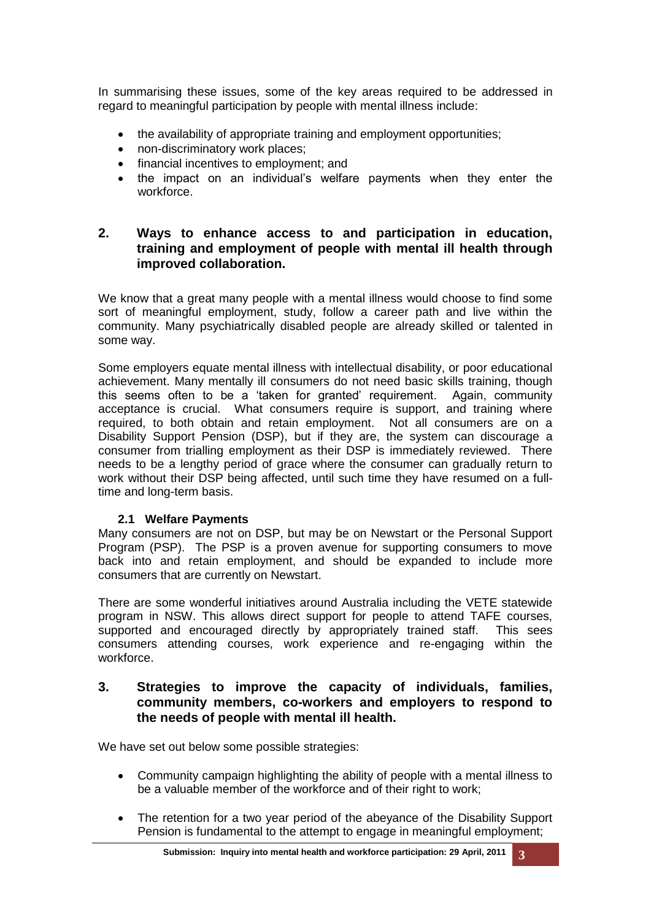In summarising these issues, some of the key areas required to be addressed in regard to meaningful participation by people with mental illness include:

- the availability of appropriate training and employment opportunities;
- non-discriminatory work places;
- financial incentives to employment; and
- the impact on an individual's welfare payments when they enter the workforce.

## 2. Ways to enhance access to and participation in education, training and employment of people with mental ill health through improved collaboration.

We know that a great many people with a mental illness would choose to find some sort of meaningful employment, study, follow a career path and live within the community. Many psychiatrically disabled people are already skilled or talented in some way.

Some employers equate mental illness with intellectual disability, or poor educational achievement. Many mentally ill consumers do not need basic skills training, though this seems often to be a 'taken for granted' requirement. Again, community acceptance is crucial. What consumers require is support, and training where required, to both obtain and retain employment. Not all consumers are on a Disability Support Pension (DSP), but if they are, the system can discourage a consumer from trialling employment as their DSP is immediately reviewed. There needs to be a lengthy period of grace where the consumer can gradually return to work without their DSP being affected, until such time they have resumed on a full-time and long-term basis.

### 2.1 Welfare Payments

Many consumers are not on DSP, but may be on Newstart or the Personal Support Program (PSP). The PSP is a proven avenue for supporting consumers to move back into and retain employment, and should be expanded to include more consumers that are currently on Newstart.

There are some wonderful initiatives around Australia including the VETE statewide program in NSW. This allows direct support for people to attend TAFE courses, supported and encouraged directly by appropriately trained staff. This sees consumers attending courses, work experience and re-engaging within the workforce.

## 3. Strategies to improve the capacity of individuals, families, community members, co-workers and employers to respond to the needs of people with mental ill health.

We have set out below some possible strategies:

- Community campaign highlighting the ability of people with a mental illness to be a valuable member of the workforce and of their right to work;

- The retention for a two year period of the abeyance of the Disability Support Pension is fundamental to the attempt to engage in meaningful employment;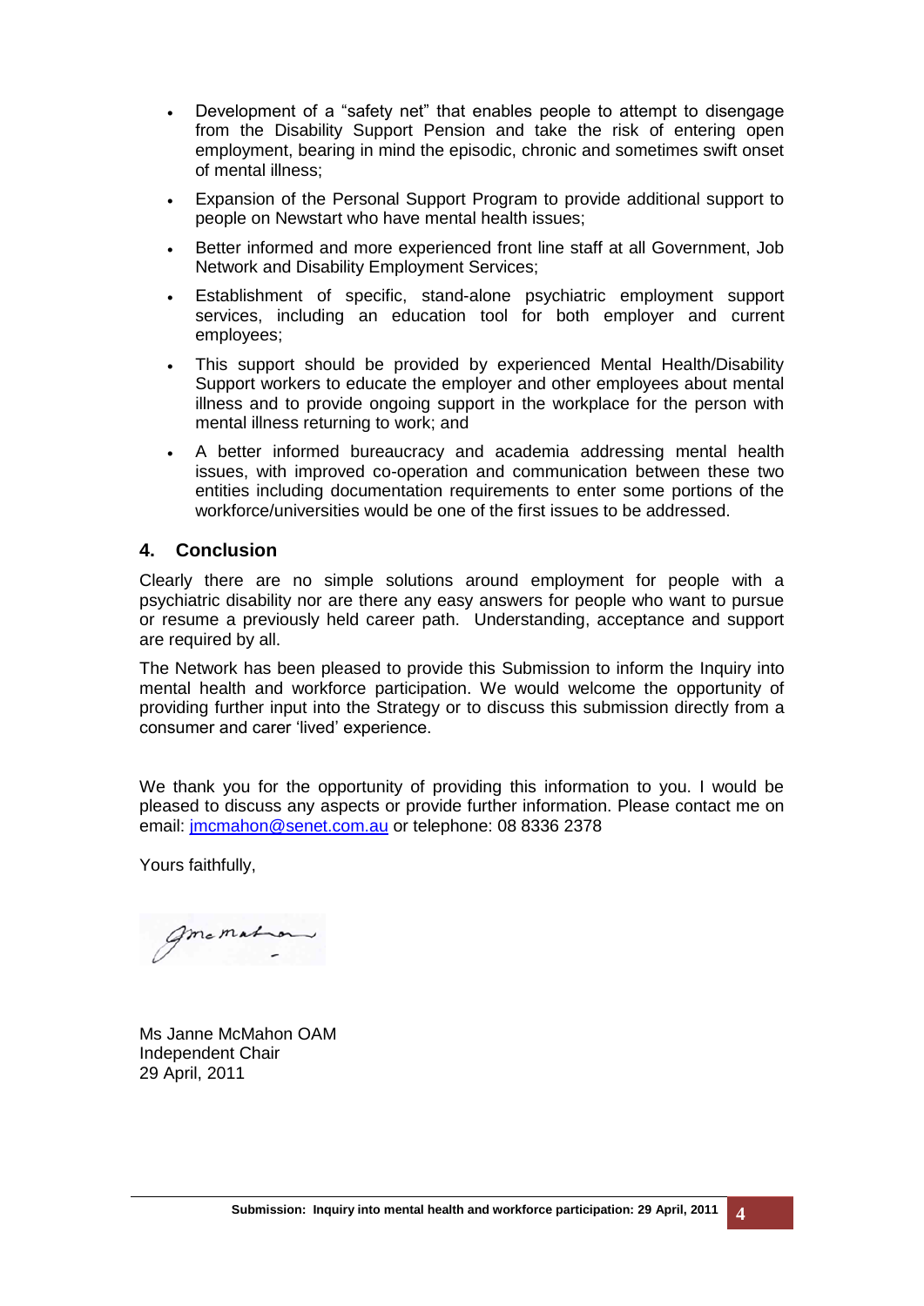- Development of a "safety net" that enables people to attempt to disengage from the Disability Support Pension and take the risk of entering open employment, bearing in mind the episodic, chronic and sometimes swift onset of mental illness;
- Expansion of the Personal Support Program to provide additional support to people on Newstart who have mental health issues;
- Better informed and more experienced front line staff at all Government, Job Network and Disability Employment Services;
- Establishment of specific, stand-alone psychiatric employment support services, including an education tool for both employer and current employees;
- This support should be provided by experienced Mental Health/Disability Support workers to educate the employer and other employees about mental illness and to provide ongoing support in the workplace for the person with mental illness returning to work; and
- A better informed bureaucracy and academia addressing mental health issues, with improved co-operation and communication between these two entities including documentation requirements to enter some portions of the workforce/universities would be one of the first issues to be addressed.

## 4. Conclusion

Clearly there are no simple solutions around employment for people with a psychiatric disability nor are there any easy answers for people who want to pursue or resume a previously held career path. Understanding, acceptance and support are required by all.

The Network has been pleased to provide this Submission to inform the Inquiry into mental health and workforce participation. We would welcome the opportunity of providing further input into the Strategy or to discuss this submission directly from a consumer and carer 'lived' experience.

We thank you for the opportunity of providing this information to you. I would be pleased to discuss any aspects or provide further information. Please contact me on email: jmcmahon@senet.com.au or telephone: 08 8336 2378

Yours faithfully,

Ms Janne McMahon OAM
Independent Chair
29 April, 2011